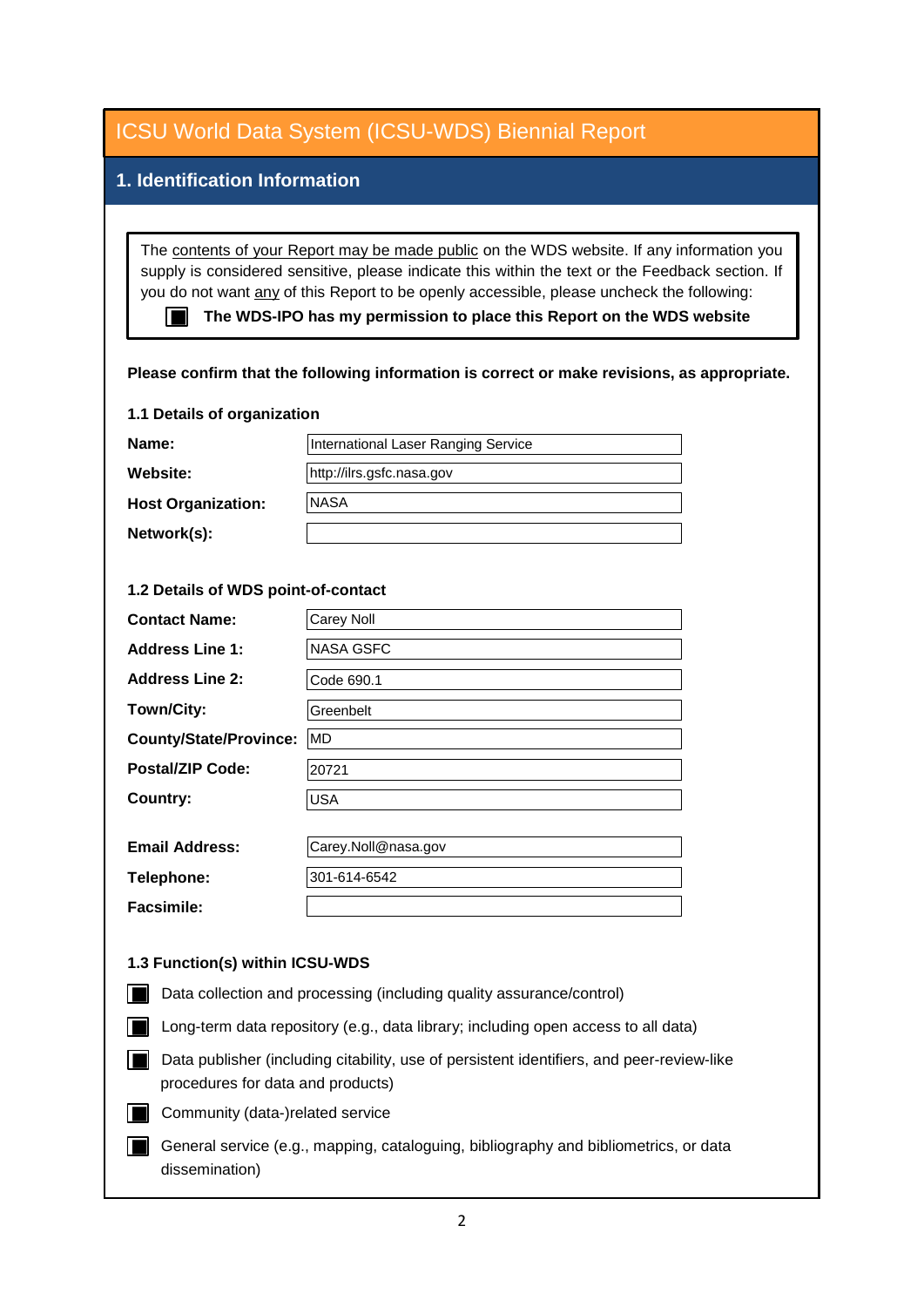# ICSU World Data System (ICSU-WDS) Biennial Report

## 1. Identification Information

The contents of your Report may be made public on the WDS website. If any information you supply is considered sensitive, please indicate this within the text or the Feedback section. If you do not want any of this Report to be openly accessible, please uncheck the following:

- [x] **The WDS-IPO has my permission to place this Report on the WDS website**

**Please confirm that the following information is correct or make revisions, as appropriate.**

### 1.1 Details of organization

| | |
|---|---|
| **Name:** | International Laser Ranging Service |
| **Website:** | http://ilrs.gsfc.nasa.gov |
| **Host Organization:** | NASA |
| **Network(s):** | |

### 1.2 Details of WDS point-of-contact

| | |
|---|---|
| **Contact Name:** | Carey Noll |
| **Address Line 1:** | NASA GSFC |
| **Address Line 2:** | Code 690.1 |
| **Town/City:** | Greenbelt |
| **County/State/Province:** | MD |
| **Postal/ZIP Code:** | 20721 |
| **Country:** | USA |
| **Email Address:** | Carey.Noll@nasa.gov |
| **Telephone:** | 301-614-6542 |
| **Facsimile:** | |

### 1.3 Function(s) within ICSU-WDS

- [x] Data collection and processing (including quality assurance/control)
- [x] Long-term data repository (e.g., data library; including open access to all data)
- [x] Data publisher (including citability, use of persistent identifiers, and peer-review-like procedures for data and products)
- [x] Community (data-)related service
- [x] General service (e.g., mapping, cataloguing, bibliography and bibliometrics, or data dissemination)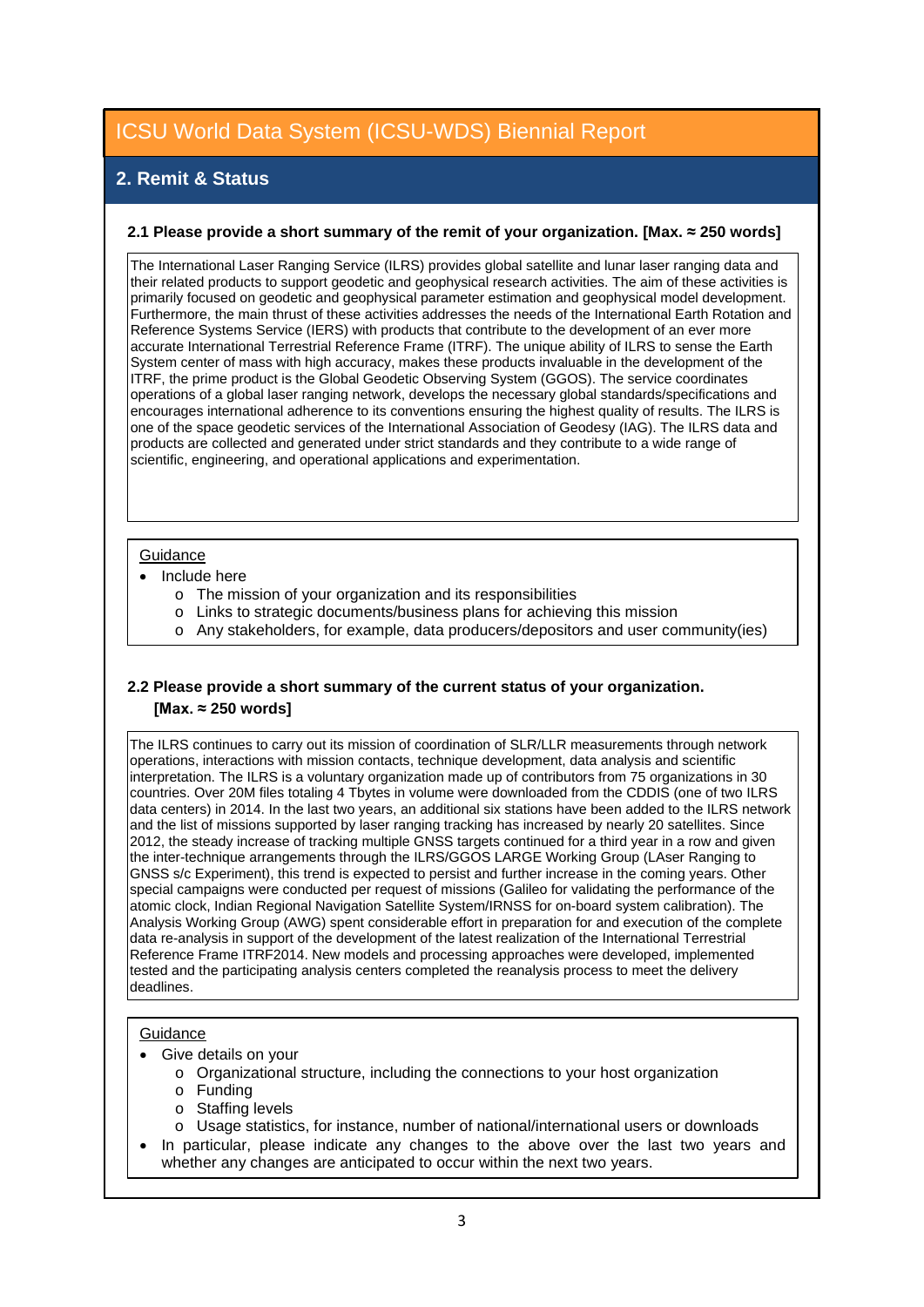# ICSU World Data System (ICSU-WDS) Biennial Report

## 2. Remit & Status

**2.1 Please provide a short summary of the remit of your organization. [Max. ≈ 250 words]**

The International Laser Ranging Service (ILRS) provides global satellite and lunar laser ranging data and their related products to support geodetic and geophysical research activities. The aim of these activities is primarily focused on geodetic and geophysical parameter estimation and geophysical model development. Furthermore, the main thrust of these activities addresses the needs of the International Earth Rotation and Reference Systems Service (IERS) with products that contribute to the development of an ever more accurate International Terrestrial Reference Frame (ITRF). The unique ability of ILRS to sense the Earth System center of mass with high accuracy, makes these products invaluable in the development of the ITRF, the prime product is the Global Geodetic Observing System (GGOS). The service coordinates operations of a global laser ranging network, develops the necessary global standards/specifications and encourages international adherence to its conventions ensuring the highest quality of results. The ILRS is one of the space geodetic services of the International Association of Geodesy (IAG). The ILRS data and products are collected and generated under strict standards and they contribute to a wide range of scientific, engineering, and operational applications and experimentation.

Guidance

- Include here
  - The mission of your organization and its responsibilities
  - Links to strategic documents/business plans for achieving this mission
  - Any stakeholders, for example, data producers/depositors and user community(ies)

**2.2 Please provide a short summary of the current status of your organization. [Max. ≈ 250 words]**

The ILRS continues to carry out its mission of coordination of SLR/LLR measurements through network operations, interactions with mission contacts, technique development, data analysis and scientific interpretation. The ILRS is a voluntary organization made up of contributors from 75 organizations in 30 countries. Over 20M files totaling 4 Tbytes in volume were downloaded from the CDDIS (one of two ILRS data centers) in 2014. In the last two years, an additional six stations have been added to the ILRS network and the list of missions supported by laser ranging tracking has increased by nearly 20 satellites. Since 2012, the steady increase of tracking multiple GNSS targets continued for a third year in a row and given the inter-technique arrangements through the ILRS/GGOS LARGE Working Group (LAser Ranging to GNSS s/c Experiment), this trend is expected to persist and further increase in the coming years. Other special campaigns were conducted per request of missions (Galileo for validating the performance of the atomic clock, Indian Regional Navigation Satellite System/IRNSS for on-board system calibration). The Analysis Working Group (AWG) spent considerable effort in preparation for and execution of the complete data re-analysis in support of the development of the latest realization of the International Terrestrial Reference Frame ITRF2014. New models and processing approaches were developed, implemented tested and the participating analysis centers completed the reanalysis process to meet the delivery deadlines.

Guidance

- Give details on your
  - Organizational structure, including the connections to your host organization
  - Funding
  - Staffing levels
  - Usage statistics, for instance, number of national/international users or downloads
- In particular, please indicate any changes to the above over the last two years and whether any changes are anticipated to occur within the next two years.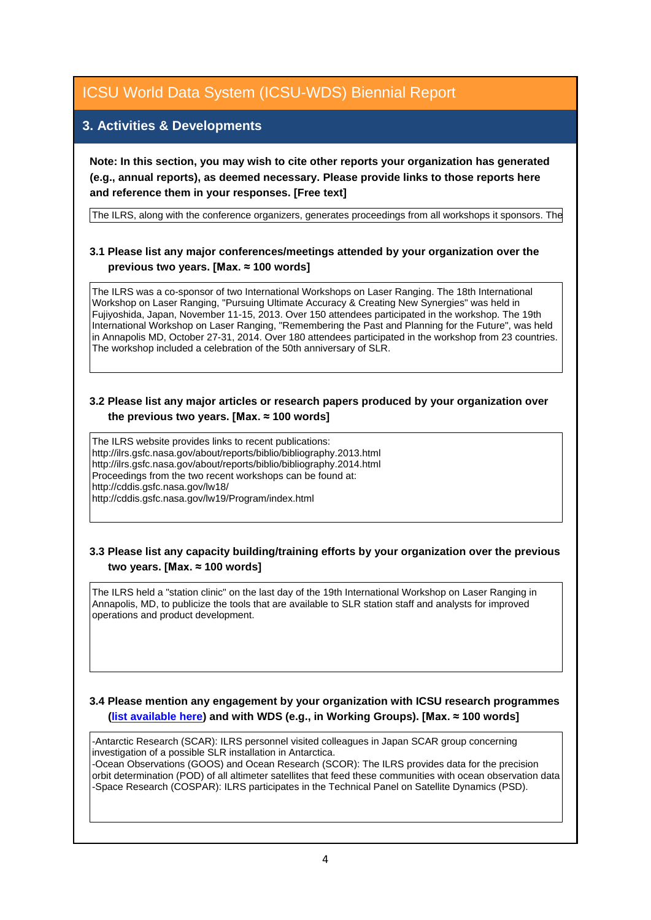# ICSU World Data System (ICSU-WDS) Biennial Report

## 3. Activities & Developments

**Note: In this section, you may wish to cite other reports your organization has generated (e.g., annual reports), as deemed necessary. Please provide links to those reports here and reference them in your responses. [Free text]**

The ILRS, along with the conference organizers, generates proceedings from all workshops it sponsors. The

### 3.1 Please list any major conferences/meetings attended by your organization over the previous two years. [Max. ≈ 100 words]

The ILRS was a co-sponsor of two International Workshops on Laser Ranging. The 18th International Workshop on Laser Ranging, "Pursuing Ultimate Accuracy & Creating New Synergies" was held in Fujiyoshida, Japan, November 11-15, 2013. Over 150 attendees participated in the workshop. The 19th International Workshop on Laser Ranging, "Remembering the Past and Planning for the Future", was held in Annapolis MD, October 27-31, 2014. Over 180 attendees participated in the workshop from 23 countries. The workshop included a celebration of the 50th anniversary of SLR.

### 3.2 Please list any major articles or research papers produced by your organization over the previous two years. [Max. ≈ 100 words]

The ILRS website provides links to recent publications:
http://ilrs.gsfc.nasa.gov/about/reports/biblio/bibliography.2013.html
http://ilrs.gsfc.nasa.gov/about/reports/biblio/bibliography.2014.html
Proceedings from the two recent workshops can be found at:
http://cddis.gsfc.nasa.gov/lw18/
http://cddis.gsfc.nasa.gov/lw19/Program/index.html

### 3.3 Please list any capacity building/training efforts by your organization over the previous two years. [Max. ≈ 100 words]

The ILRS held a "station clinic" on the last day of the 19th International Workshop on Laser Ranging in Annapolis, MD, to publicize the tools that are available to SLR station staff and analysts for improved operations and product development.

### 3.4 Please mention any engagement by your organization with ICSU research programmes (list available here) and with WDS (e.g., in Working Groups). [Max. ≈ 100 words]

-Antarctic Research (SCAR): ILRS personnel visited colleagues in Japan SCAR group concerning investigation of a possible SLR installation in Antarctica.
-Ocean Observations (GOOS) and Ocean Research (SCOR): The ILRS provides data for the precision orbit determination (POD) of all altimeter satellites that feed these communities with ocean observation data
-Space Research (COSPAR): ILRS participates in the Technical Panel on Satellite Dynamics (PSD).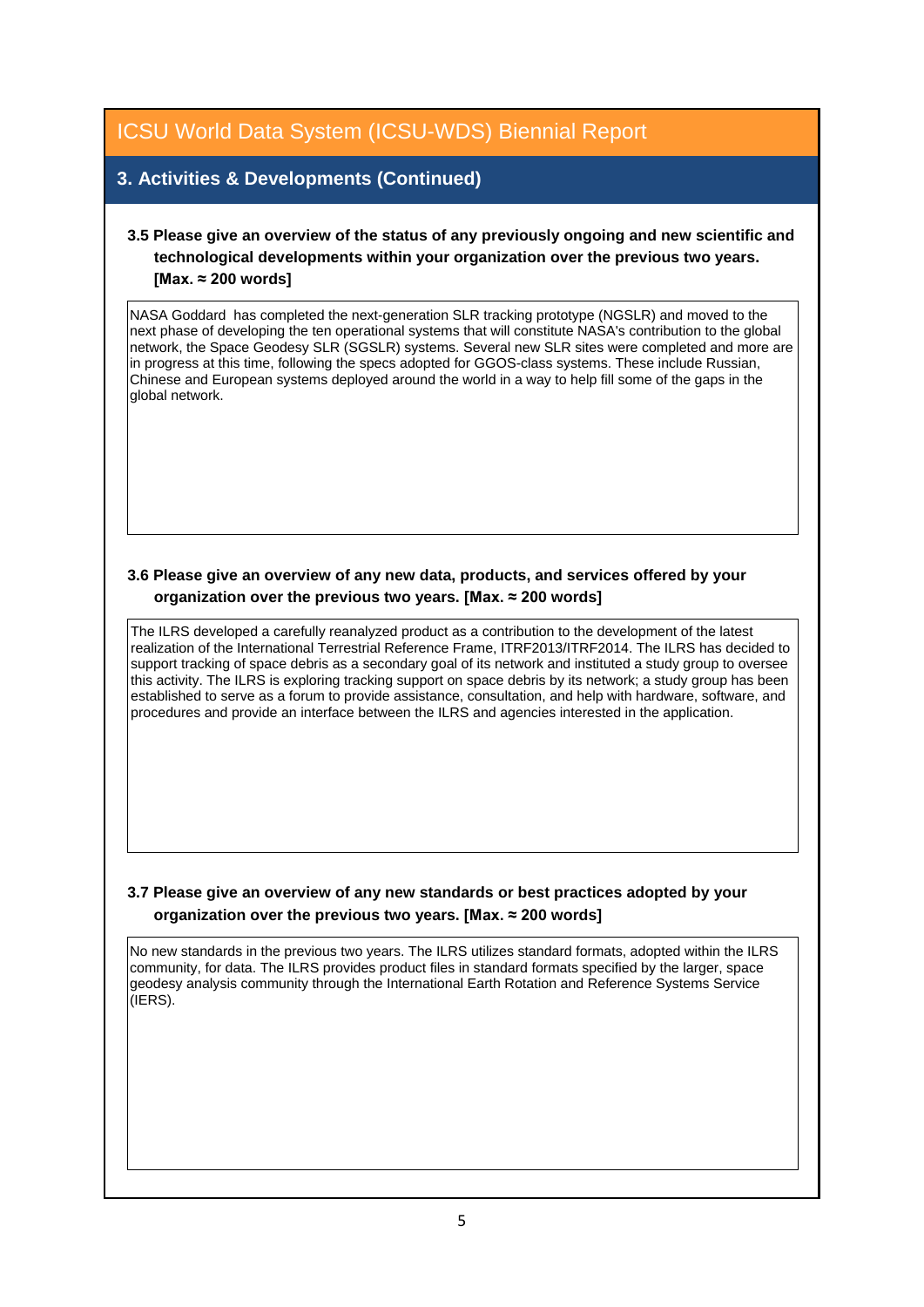# ICSU World Data System (ICSU-WDS) Biennial Report

## 3. Activities & Developments (Continued)

**3.5 Please give an overview of the status of any previously ongoing and new scientific and technological developments within your organization over the previous two years. [Max. ≈ 200 words]**

NASA Goddard has completed the next-generation SLR tracking prototype (NGSLR) and moved to the next phase of developing the ten operational systems that will constitute NASA's contribution to the global network, the Space Geodesy SLR (SGSLR) systems. Several new SLR sites were completed and more are in progress at this time, following the specs adopted for GGOS-class systems. These include Russian, Chinese and European systems deployed around the world in a way to help fill some of the gaps in the global network.

**3.6 Please give an overview of any new data, products, and services offered by your organization over the previous two years. [Max. ≈ 200 words]**

The ILRS developed a carefully reanalyzed product as a contribution to the development of the latest realization of the International Terrestrial Reference Frame, ITRF2013/ITRF2014. The ILRS has decided to support tracking of space debris as a secondary goal of its network and instituted a study group to oversee this activity. The ILRS is exploring tracking support on space debris by its network; a study group has been established to serve as a forum to provide assistance, consultation, and help with hardware, software, and procedures and provide an interface between the ILRS and agencies interested in the application.

**3.7 Please give an overview of any new standards or best practices adopted by your organization over the previous two years. [Max. ≈ 200 words]**

No new standards in the previous two years. The ILRS utilizes standard formats, adopted within the ILRS community, for data. The ILRS provides product files in standard formats specified by the larger, space geodesy analysis community through the International Earth Rotation and Reference Systems Service (IERS).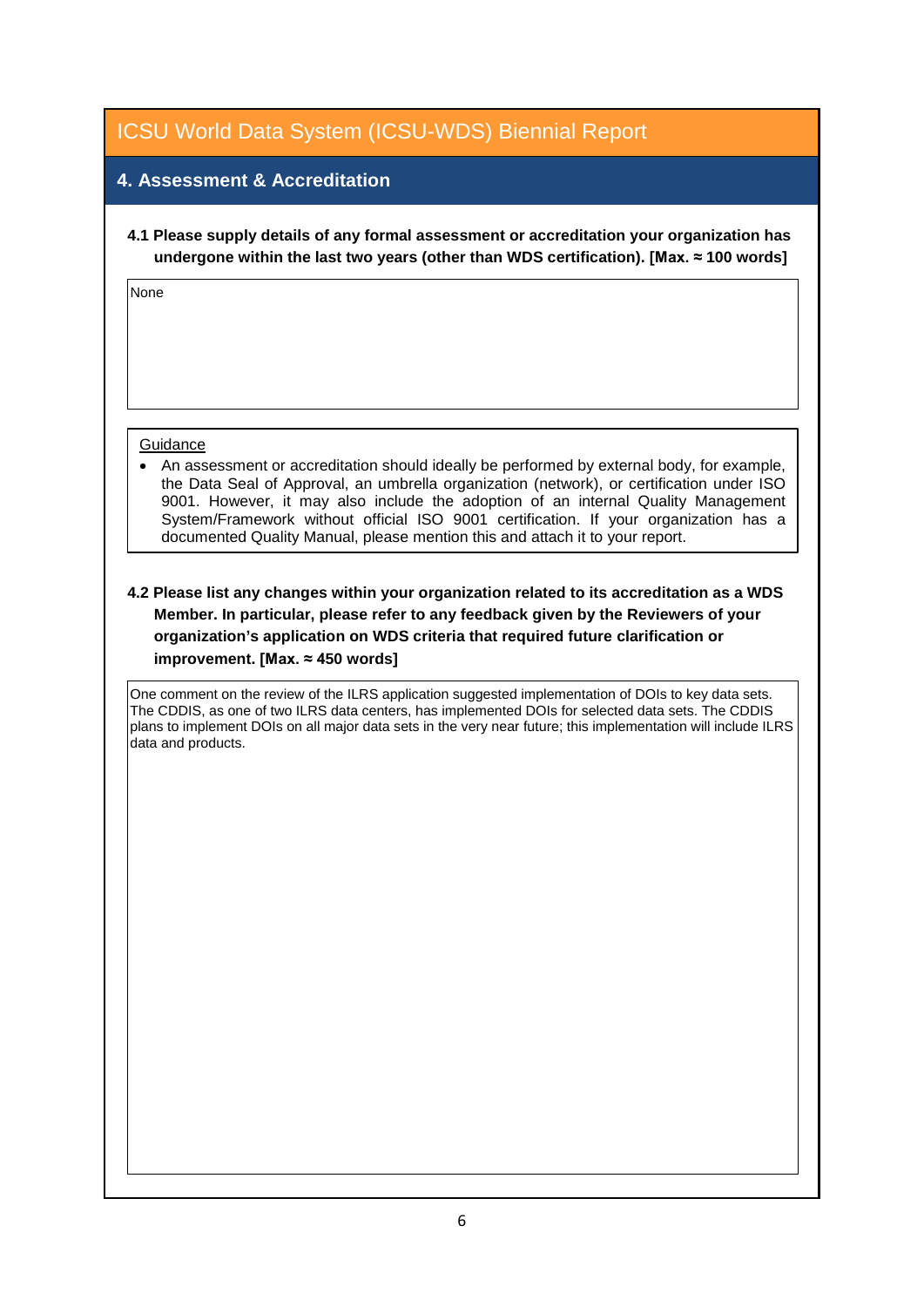# ICSU World Data System (ICSU-WDS) Biennial Report

## 4. Assessment & Accreditation

**4.1 Please supply details of any formal assessment or accreditation your organization has undergone within the last two years (other than WDS certification). [Max. ≈ 100 words]**

None

Guidance

- An assessment or accreditation should ideally be performed by external body, for example, the Data Seal of Approval, an umbrella organization (network), or certification under ISO 9001. However, it may also include the adoption of an internal Quality Management System/Framework without official ISO 9001 certification. If your organization has a documented Quality Manual, please mention this and attach it to your report.

**4.2 Please list any changes within your organization related to its accreditation as a WDS Member. In particular, please refer to any feedback given by the Reviewers of your organization's application on WDS criteria that required future clarification or improvement. [Max. ≈ 450 words]**

One comment on the review of the ILRS application suggested implementation of DOIs to key data sets. The CDDIS, as one of two ILRS data centers, has implemented DOIs for selected data sets. The CDDIS plans to implement DOIs on all major data sets in the very near future; this implementation will include ILRS data and products.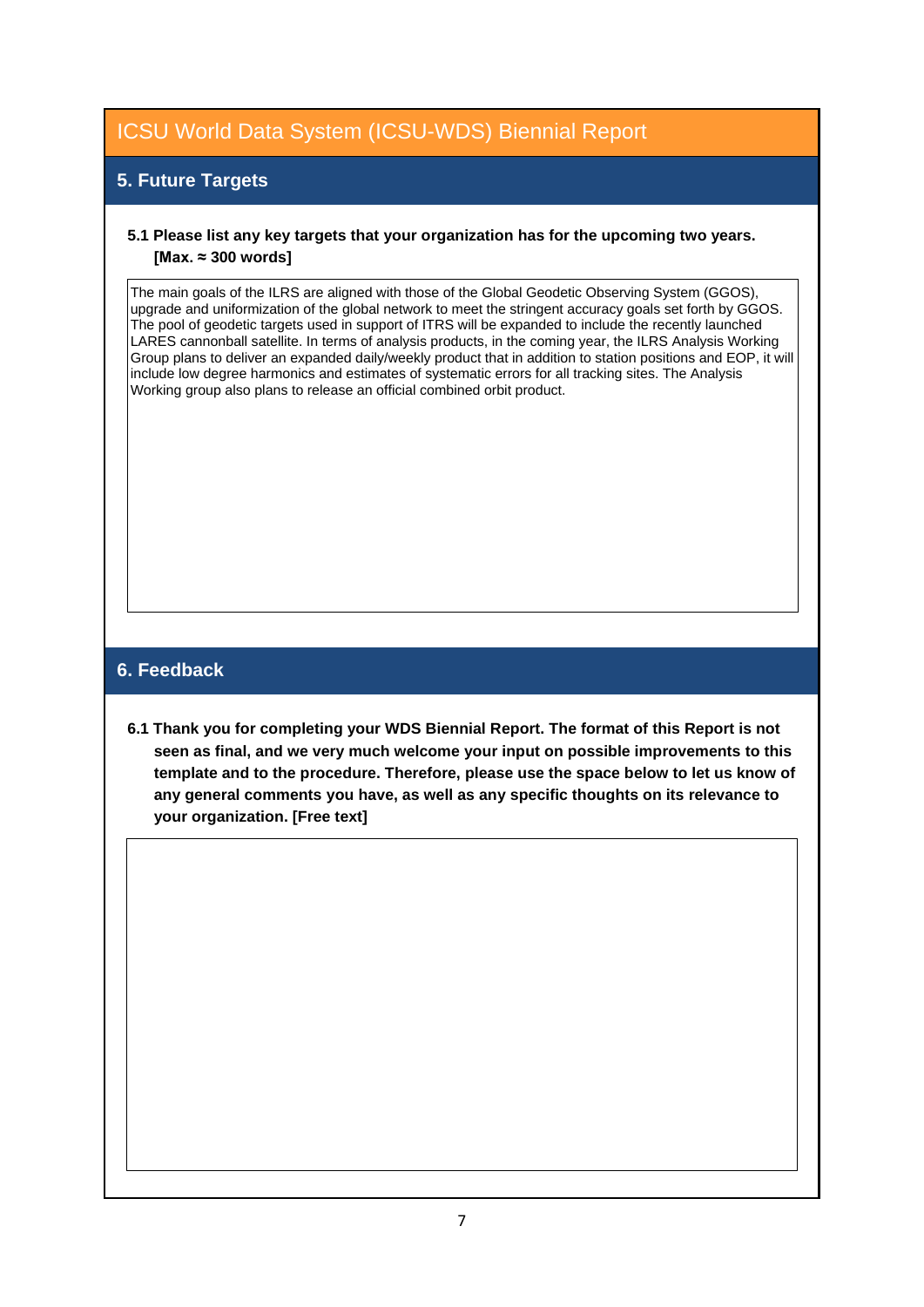# ICSU World Data System (ICSU-WDS) Biennial Report

## 5. Future Targets

**5.1 Please list any key targets that your organization has for the upcoming two years. [Max. ≈ 300 words]**

The main goals of the ILRS are aligned with those of the Global Geodetic Observing System (GGOS), upgrade and uniformization of the global network to meet the stringent accuracy goals set forth by GGOS. The pool of geodetic targets used in support of ITRS will be expanded to include the recently launched LARES cannonball satellite. In terms of analysis products, in the coming year, the ILRS Analysis Working Group plans to deliver an expanded daily/weekly product that in addition to station positions and EOP, it will include low degree harmonics and estimates of systematic errors for all tracking sites. The Analysis Working group also plans to release an official combined orbit product.

## 6. Feedback

**6.1 Thank you for completing your WDS Biennial Report. The format of this Report is not seen as final, and we very much welcome your input on possible improvements to this template and to the procedure. Therefore, please use the space below to let us know of any general comments you have, as well as any specific thoughts on its relevance to your organization. [Free text]**